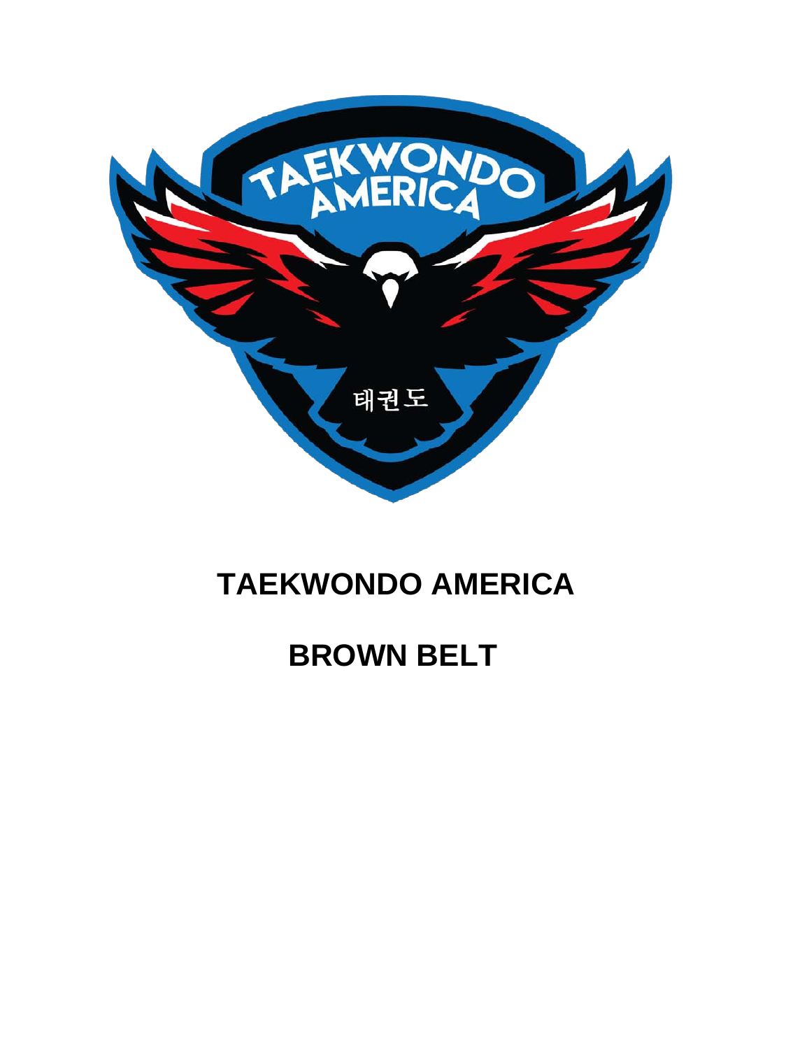# TAEKWONDO AMERICA

# BROWN BELT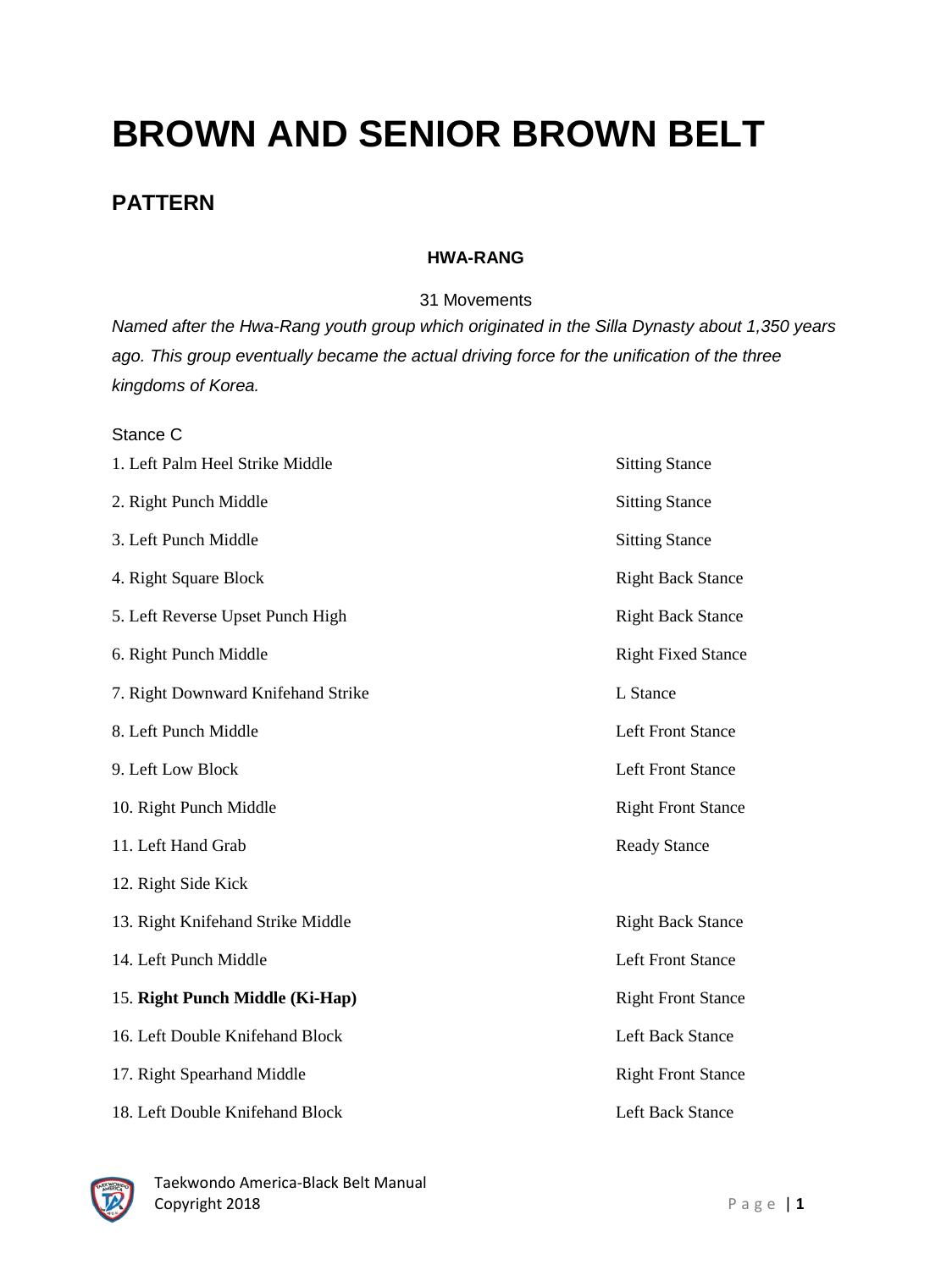# BROWN AND SENIOR BROWN BELT

## PATTERN

### HWA-RANG

31 Movements

*Named after the Hwa-Rang youth group which originated in the Silla Dynasty about 1,350 years ago. This group eventually became the actual driving force for the unification of the three kingdoms of Korea.*

Stance C

| | |
|---|---|
| 1. Left Palm Heel Strike Middle | Sitting Stance |
| 2. Right Punch Middle | Sitting Stance |
| 3. Left Punch Middle | Sitting Stance |
| 4. Right Square Block | Right Back Stance |
| 5. Left Reverse Upset Punch High | Right Back Stance |
| 6. Right Punch Middle | Right Fixed Stance |
| 7. Right Downward Knifehand Strike | L Stance |
| 8. Left Punch Middle | Left Front Stance |
| 9. Left Low Block | Left Front Stance |
| 10. Right Punch Middle | Right Front Stance |
| 11. Left Hand Grab | Ready Stance |
| 12. Right Side Kick | |
| 13. Right Knifehand Strike Middle | Right Back Stance |
| 14. Left Punch Middle | Left Front Stance |
| 15. **Right Punch Middle (Ki-Hap)** | Right Front Stance |
| 16. Left Double Knifehand Block | Left Back Stance |
| 17. Right Spearhand Middle | Right Front Stance |
| 18. Left Double Knifehand Block | Left Back Stance |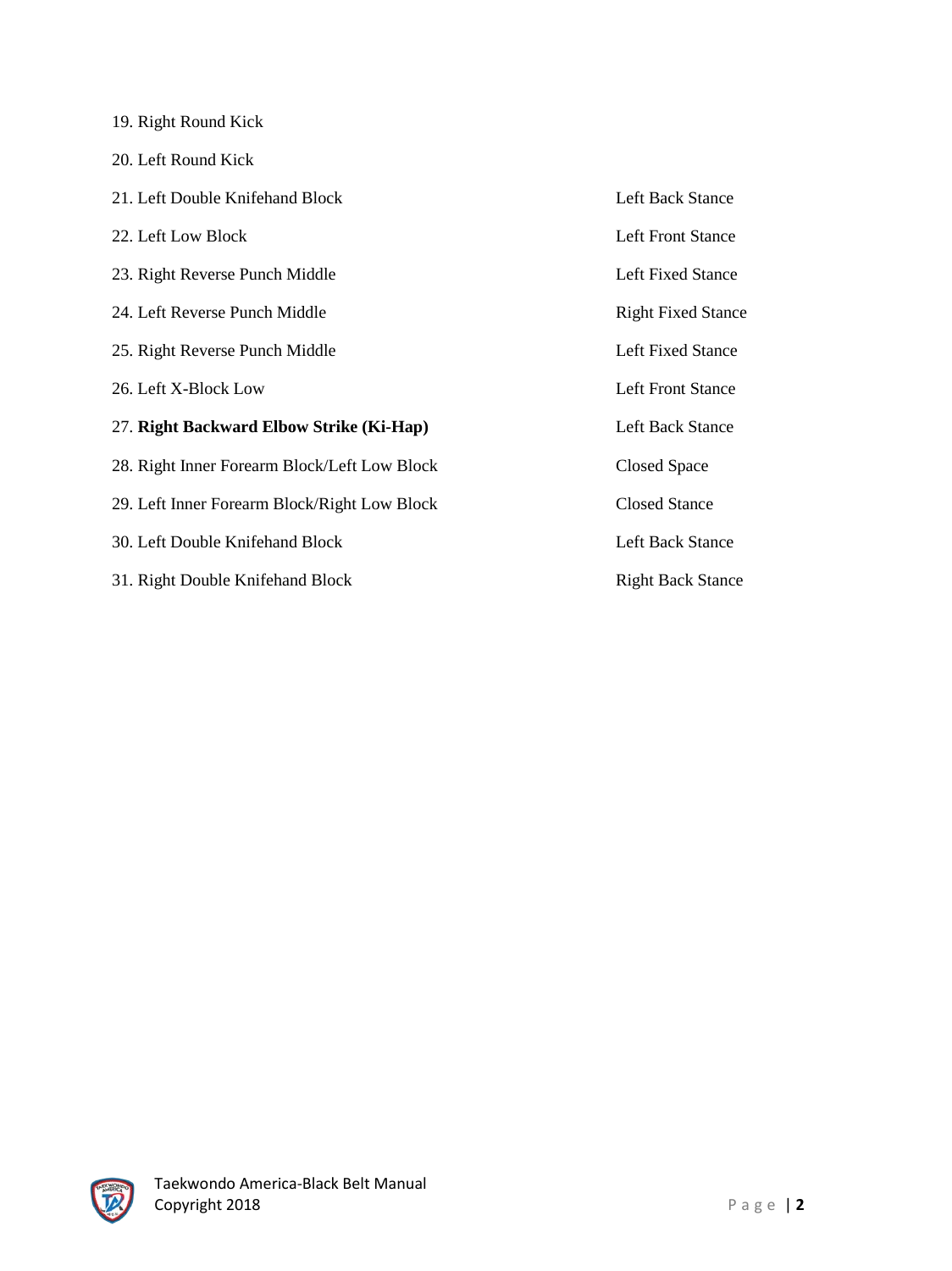| | |
|---|---|
| 19. Right Round Kick | |
| 20. Left Round Kick | |
| 21. Left Double Knifehand Block | Left Back Stance |
| 22. Left Low Block | Left Front Stance |
| 23. Right Reverse Punch Middle | Left Fixed Stance |
| 24. Left Reverse Punch Middle | Right Fixed Stance |
| 25. Right Reverse Punch Middle | Left Fixed Stance |
| 26. Left X-Block Low | Left Front Stance |
| 27. **Right Backward Elbow Strike (Ki-Hap)** | Left Back Stance |
| 28. Right Inner Forearm Block/Left Low Block | Closed Space |
| 29. Left Inner Forearm Block/Right Low Block | Closed Stance |
| 30. Left Double Knifehand Block | Left Back Stance |
| 31. Right Double Knifehand Block | Right Back Stance |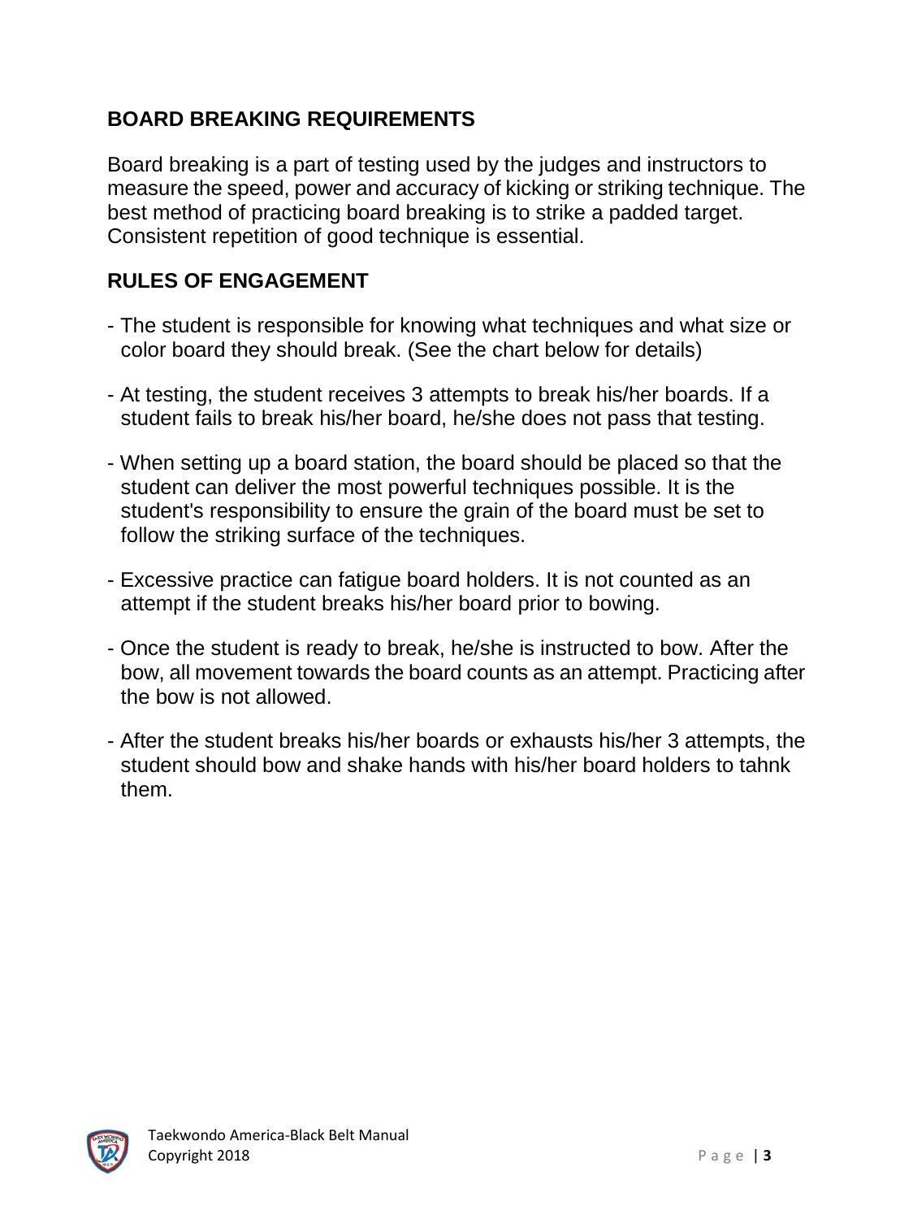## BOARD BREAKING REQUIREMENTS

Board breaking is a part of testing used by the judges and instructors to measure the speed, power and accuracy of kicking or striking technique. The best method of practicing board breaking is to strike a padded target. Consistent repetition of good technique is essential.

## RULES OF ENGAGEMENT

- The student is responsible for knowing what techniques and what size or color board they should break. (See the chart below for details)
- At testing, the student receives 3 attempts to break his/her boards. If a student fails to break his/her board, he/she does not pass that testing.
- When setting up a board station, the board should be placed so that the student can deliver the most powerful techniques possible. It is the student's responsibility to ensure the grain of the board must be set to follow the striking surface of the techniques.
- Excessive practice can fatigue board holders. It is not counted as an attempt if the student breaks his/her board prior to bowing.
- Once the student is ready to break, he/she is instructed to bow. After the bow, all movement towards the board counts as an attempt. Practicing after the bow is not allowed.
- After the student breaks his/her boards or exhausts his/her 3 attempts, the student should bow and shake hands with his/her board holders to tahnk them.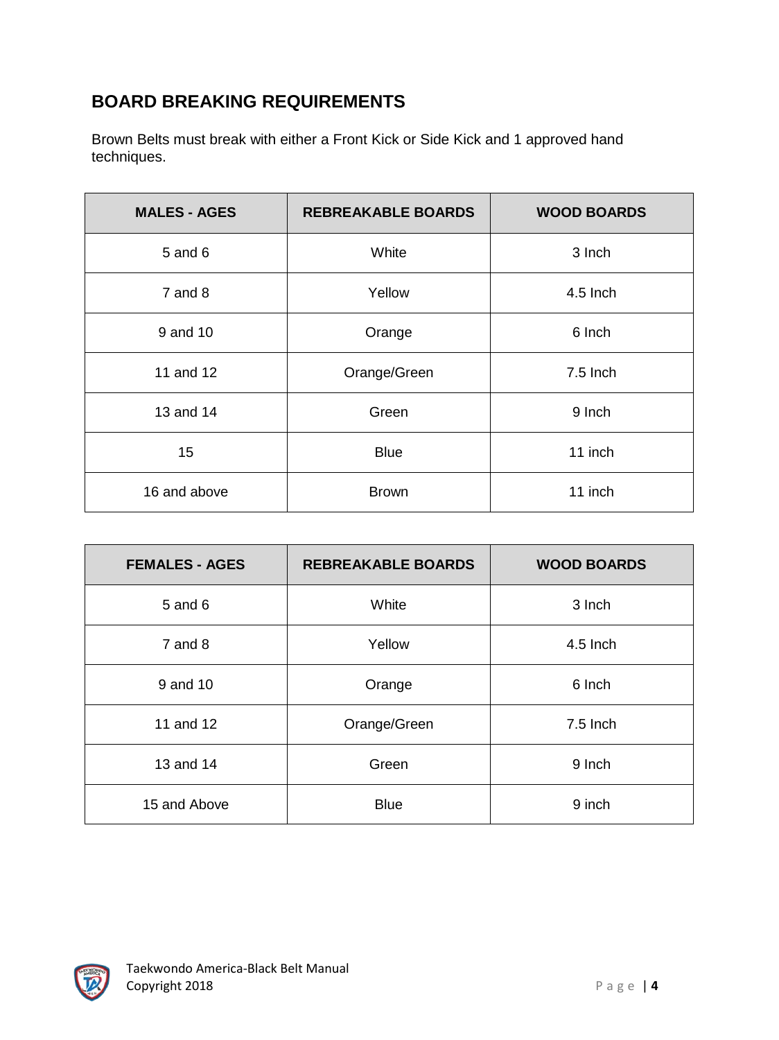## BOARD BREAKING REQUIREMENTS

Brown Belts must break with either a Front Kick or Side Kick and 1 approved hand techniques.

| MALES - AGES | REBREAKABLE BOARDS | WOOD BOARDS |
| --- | --- | --- |
| 5 and 6 | White | 3 Inch |
| 7 and 8 | Yellow | 4.5 Inch |
| 9 and 10 | Orange | 6 Inch |
| 11 and 12 | Orange/Green | 7.5 Inch |
| 13 and 14 | Green | 9 Inch |
| 15 | Blue | 11 inch |
| 16 and above | Brown | 11 inch |

| FEMALES - AGES | REBREAKABLE BOARDS | WOOD BOARDS |
| --- | --- | --- |
| 5 and 6 | White | 3 Inch |
| 7 and 8 | Yellow | 4.5 Inch |
| 9 and 10 | Orange | 6 Inch |
| 11 and 12 | Orange/Green | 7.5 Inch |
| 13 and 14 | Green | 9 Inch |
| 15 and Above | Blue | 9 inch |